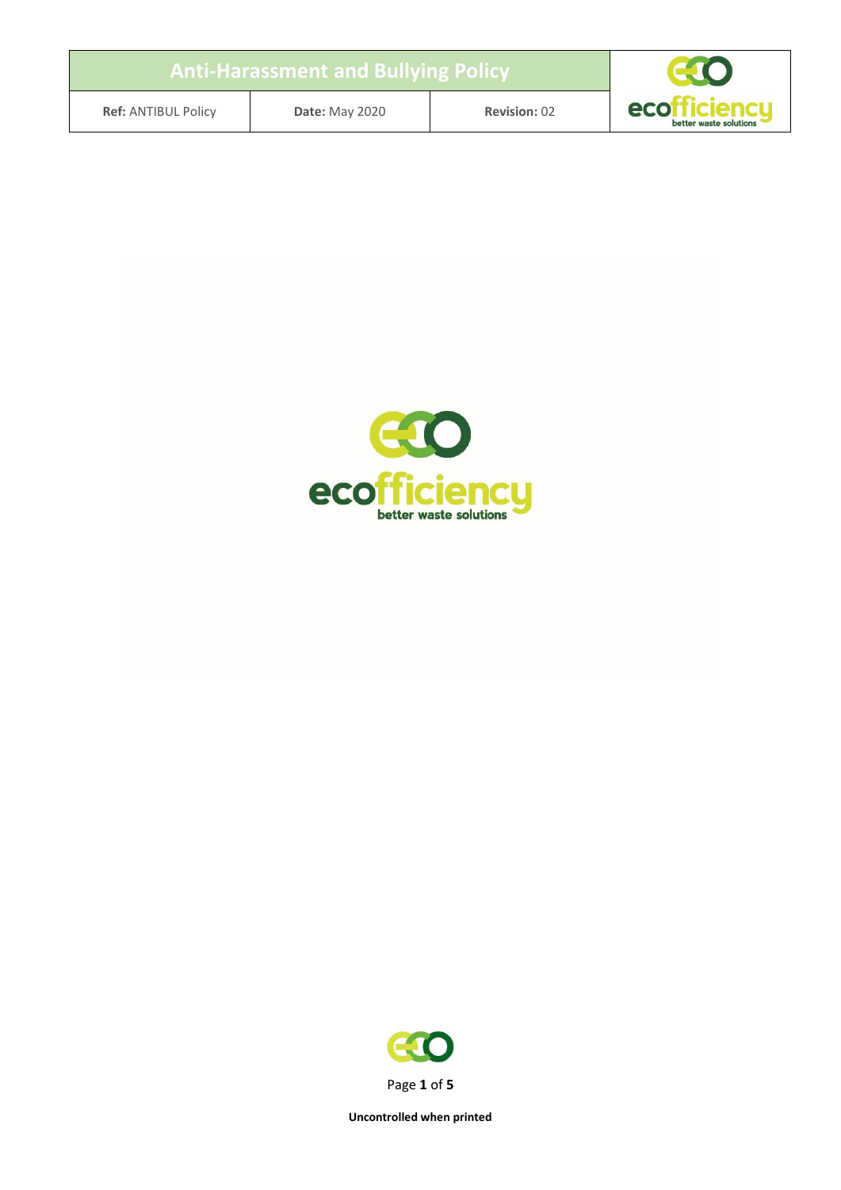# Anti-Harassment and Bullying Policy

| Ref: ANTIBUL Policy | Date: May 2020 | Revision: 02 |
|---|---|---|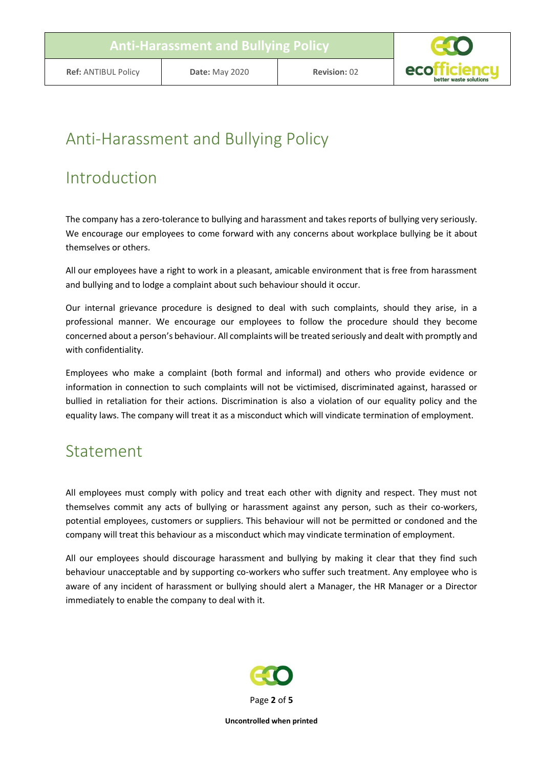# Anti-Harassment and Bullying Policy

## Introduction

The company has a zero-tolerance to bullying and harassment and takes reports of bullying very seriously. We encourage our employees to come forward with any concerns about workplace bullying be it about themselves or others.

All our employees have a right to work in a pleasant, amicable environment that is free from harassment and bullying and to lodge a complaint about such behaviour should it occur.

Our internal grievance procedure is designed to deal with such complaints, should they arise, in a professional manner. We encourage our employees to follow the procedure should they become concerned about a person's behaviour. All complaints will be treated seriously and dealt with promptly and with confidentiality.

Employees who make a complaint (both formal and informal) and others who provide evidence or information in connection to such complaints will not be victimised, discriminated against, harassed or bullied in retaliation for their actions. Discrimination is also a violation of our equality policy and the equality laws. The company will treat it as a misconduct which will vindicate termination of employment.

## Statement

All employees must comply with policy and treat each other with dignity and respect. They must not themselves commit any acts of bullying or harassment against any person, such as their co-workers, potential employees, customers or suppliers. This behaviour will not be permitted or condoned and the company will treat this behaviour as a misconduct which may vindicate termination of employment.

All our employees should discourage harassment and bullying by making it clear that they find such behaviour unacceptable and by supporting co-workers who suffer such treatment. Any employee who is aware of any incident of harassment or bullying should alert a Manager, the HR Manager or a Director immediately to enable the company to deal with it.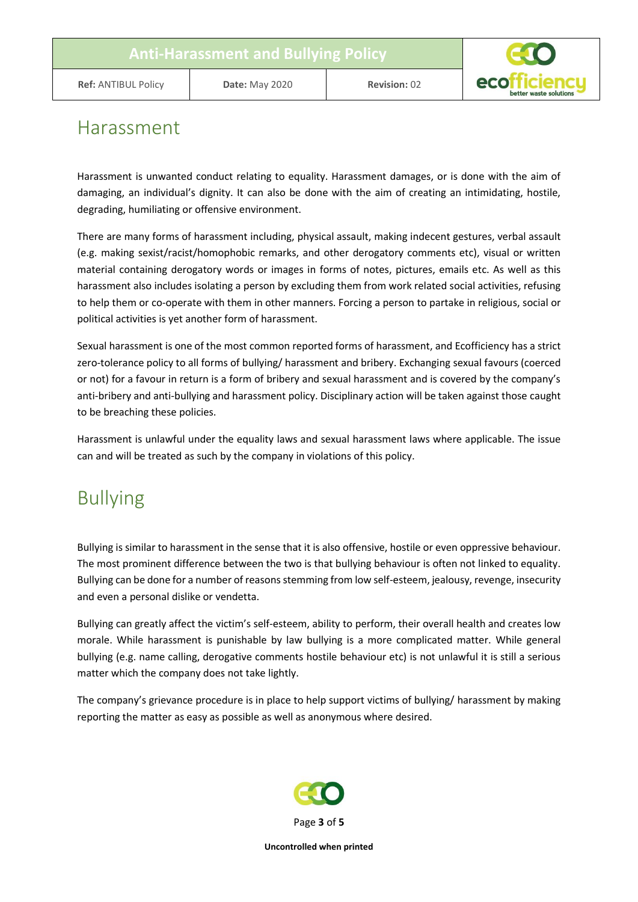## Harassment

Harassment is unwanted conduct relating to equality. Harassment damages, or is done with the aim of damaging, an individual's dignity. It can also be done with the aim of creating an intimidating, hostile, degrading, humiliating or offensive environment.

There are many forms of harassment including, physical assault, making indecent gestures, verbal assault (e.g. making sexist/racist/homophobic remarks, and other derogatory comments etc), visual or written material containing derogatory words or images in forms of notes, pictures, emails etc. As well as this harassment also includes isolating a person by excluding them from work related social activities, refusing to help them or co-operate with them in other manners. Forcing a person to partake in religious, social or political activities is yet another form of harassment.

Sexual harassment is one of the most common reported forms of harassment, and Ecofficiency has a strict zero-tolerance policy to all forms of bullying/ harassment and bribery. Exchanging sexual favours (coerced or not) for a favour in return is a form of bribery and sexual harassment and is covered by the company's anti-bribery and anti-bullying and harassment policy. Disciplinary action will be taken against those caught to be breaching these policies.

Harassment is unlawful under the equality laws and sexual harassment laws where applicable. The issue can and will be treated as such by the company in violations of this policy.

## Bullying

Bullying is similar to harassment in the sense that it is also offensive, hostile or even oppressive behaviour. The most prominent difference between the two is that bullying behaviour is often not linked to equality. Bullying can be done for a number of reasons stemming from low self-esteem, jealousy, revenge, insecurity and even a personal dislike or vendetta.

Bullying can greatly affect the victim's self-esteem, ability to perform, their overall health and creates low morale. While harassment is punishable by law bullying is a more complicated matter. While general bullying (e.g. name calling, derogative comments hostile behaviour etc) is not unlawful it is still a serious matter which the company does not take lightly.

The company's grievance procedure is in place to help support victims of bullying/ harassment by making reporting the matter as easy as possible as well as anonymous where desired.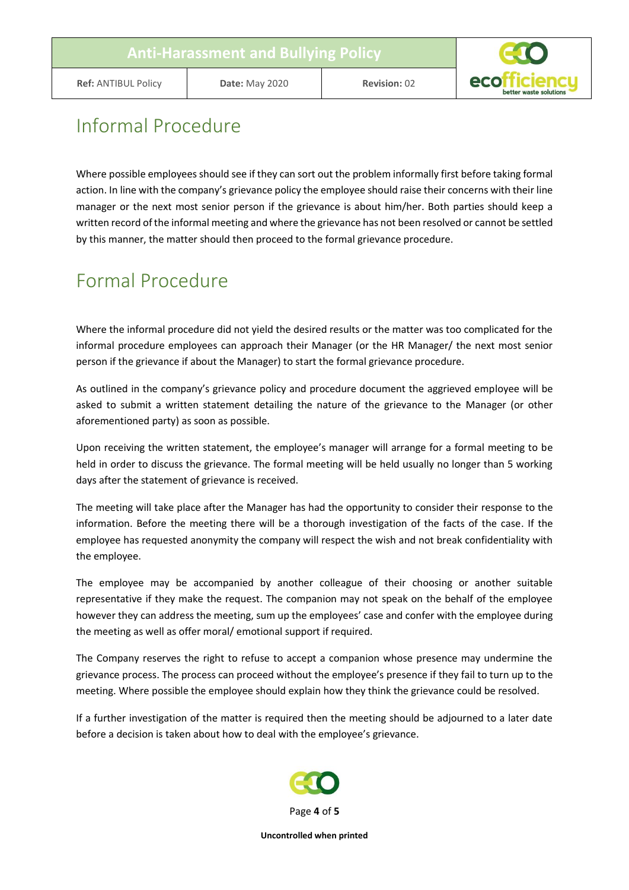# Informal Procedure

Where possible employees should see if they can sort out the problem informally first before taking formal action. In line with the company's grievance policy the employee should raise their concerns with their line manager or the next most senior person if the grievance is about him/her. Both parties should keep a written record of the informal meeting and where the grievance has not been resolved or cannot be settled by this manner, the matter should then proceed to the formal grievance procedure.

# Formal Procedure

Where the informal procedure did not yield the desired results or the matter was too complicated for the informal procedure employees can approach their Manager (or the HR Manager/ the next most senior person if the grievance if about the Manager) to start the formal grievance procedure.

As outlined in the company's grievance policy and procedure document the aggrieved employee will be asked to submit a written statement detailing the nature of the grievance to the Manager (or other aforementioned party) as soon as possible.

Upon receiving the written statement, the employee's manager will arrange for a formal meeting to be held in order to discuss the grievance. The formal meeting will be held usually no longer than 5 working days after the statement of grievance is received.

The meeting will take place after the Manager has had the opportunity to consider their response to the information. Before the meeting there will be a thorough investigation of the facts of the case. If the employee has requested anonymity the company will respect the wish and not break confidentiality with the employee.

The employee may be accompanied by another colleague of their choosing or another suitable representative if they make the request. The companion may not speak on the behalf of the employee however they can address the meeting, sum up the employees' case and confer with the employee during the meeting as well as offer moral/ emotional support if required.

The Company reserves the right to refuse to accept a companion whose presence may undermine the grievance process. The process can proceed without the employee's presence if they fail to turn up to the meeting. Where possible the employee should explain how they think the grievance could be resolved.

If a further investigation of the matter is required then the meeting should be adjourned to a later date before a decision is taken about how to deal with the employee's grievance.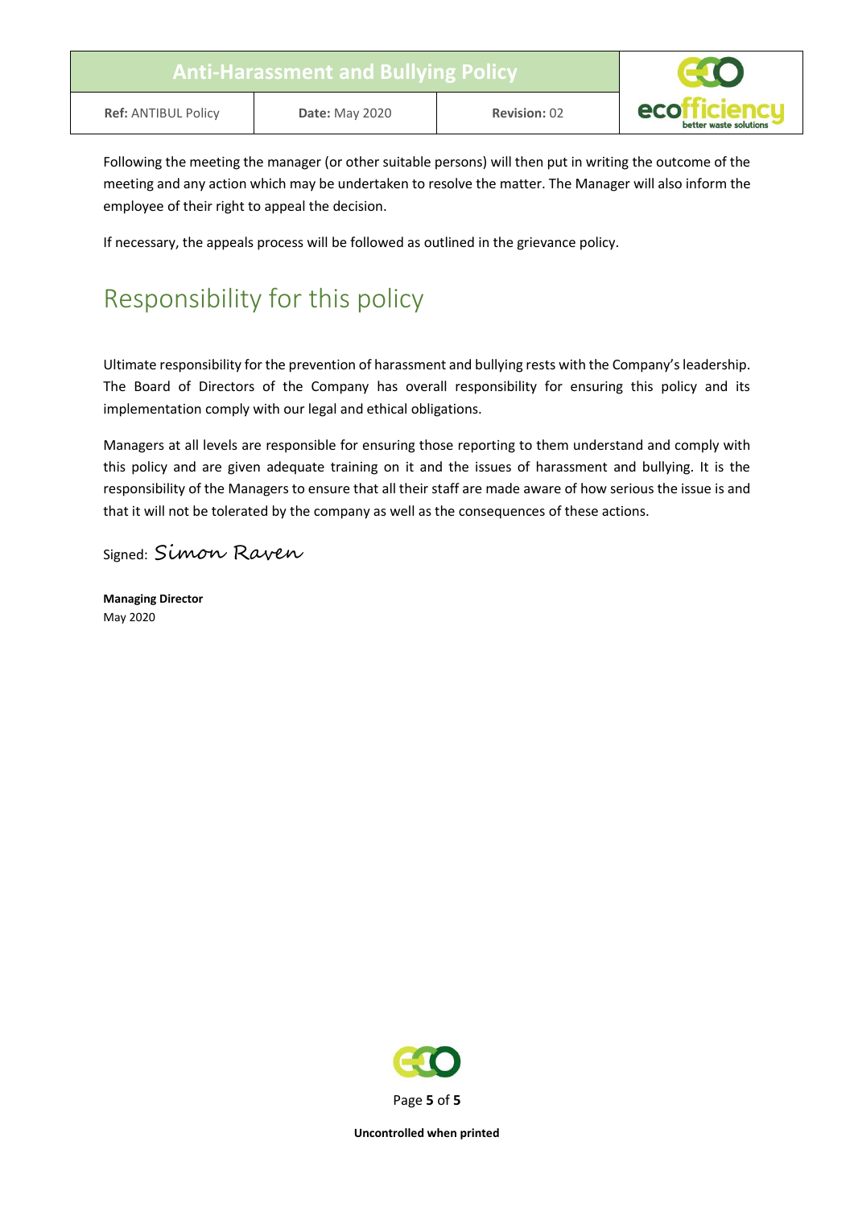Following the meeting the manager (or other suitable persons) will then put in writing the outcome of the meeting and any action which may be undertaken to resolve the matter. The Manager will also inform the employee of their right to appeal the decision.

If necessary, the appeals process will be followed as outlined in the grievance policy.

# Responsibility for this policy

Ultimate responsibility for the prevention of harassment and bullying rests with the Company's leadership. The Board of Directors of the Company has overall responsibility for ensuring this policy and its implementation comply with our legal and ethical obligations.

Managers at all levels are responsible for ensuring those reporting to them understand and comply with this policy and are given adequate training on it and the issues of harassment and bullying. It is the responsibility of the Managers to ensure that all their staff are made aware of how serious the issue is and that it will not be tolerated by the company as well as the consequences of these actions.

Signed: Simon Raven

**Managing Director**
May 2020

**Uncontrolled when printed**